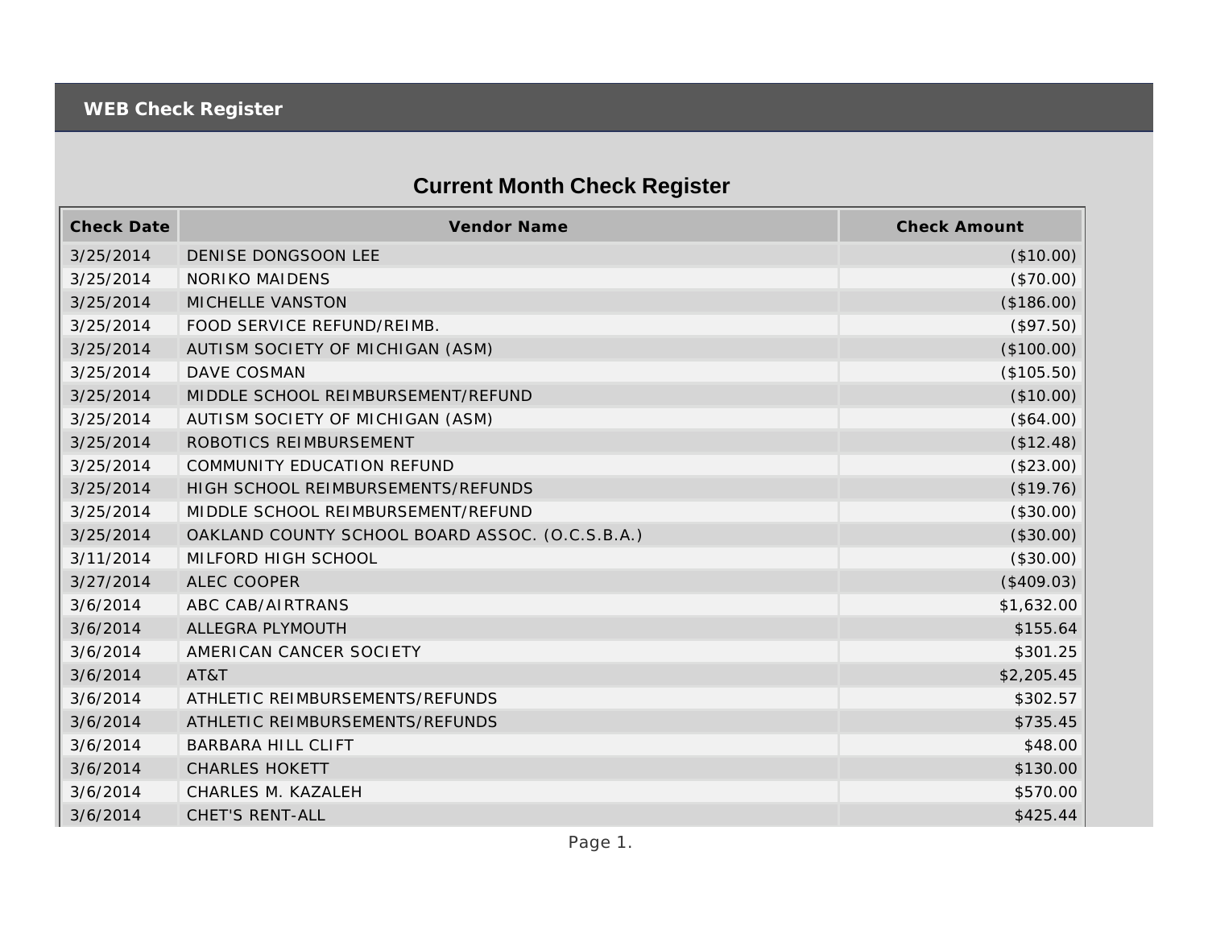WEB Check Register

# Current Month Check Register

| Check Date | Vendor Name | Check Amount |
| --- | --- | --- |
| 3/25/2014 | DENISE DONGSOON LEE | ($10.00) |
| 3/25/2014 | NORIKO MAIDENS | ($70.00) |
| 3/25/2014 | MICHELLE VANSTON | ($186.00) |
| 3/25/2014 | FOOD SERVICE REFUND/REIMB. | ($97.50) |
| 3/25/2014 | AUTISM SOCIETY OF MICHIGAN (ASM) | ($100.00) |
| 3/25/2014 | DAVE COSMAN | ($105.50) |
| 3/25/2014 | MIDDLE SCHOOL REIMBURSEMENT/REFUND | ($10.00) |
| 3/25/2014 | AUTISM SOCIETY OF MICHIGAN (ASM) | ($64.00) |
| 3/25/2014 | ROBOTICS REIMBURSEMENT | ($12.48) |
| 3/25/2014 | COMMUNITY EDUCATION REFUND | ($23.00) |
| 3/25/2014 | HIGH SCHOOL REIMBURSEMENTS/REFUNDS | ($19.76) |
| 3/25/2014 | MIDDLE SCHOOL REIMBURSEMENT/REFUND | ($30.00) |
| 3/25/2014 | OAKLAND COUNTY SCHOOL BOARD ASSOC. (O.C.S.B.A.) | ($30.00) |
| 3/11/2014 | MILFORD HIGH SCHOOL | ($30.00) |
| 3/27/2014 | ALEC COOPER | ($409.03) |
| 3/6/2014 | ABC CAB/AIRTRANS | $1,632.00 |
| 3/6/2014 | ALLEGRA PLYMOUTH | $155.64 |
| 3/6/2014 | AMERICAN CANCER SOCIETY | $301.25 |
| 3/6/2014 | AT&T | $2,205.45 |
| 3/6/2014 | ATHLETIC REIMBURSEMENTS/REFUNDS | $302.57 |
| 3/6/2014 | ATHLETIC REIMBURSEMENTS/REFUNDS | $735.45 |
| 3/6/2014 | BARBARA HILL CLIFT | $48.00 |
| 3/6/2014 | CHARLES HOKETT | $130.00 |
| 3/6/2014 | CHARLES M. KAZALEH | $570.00 |
| 3/6/2014 | CHET'S RENT-ALL | $425.44 |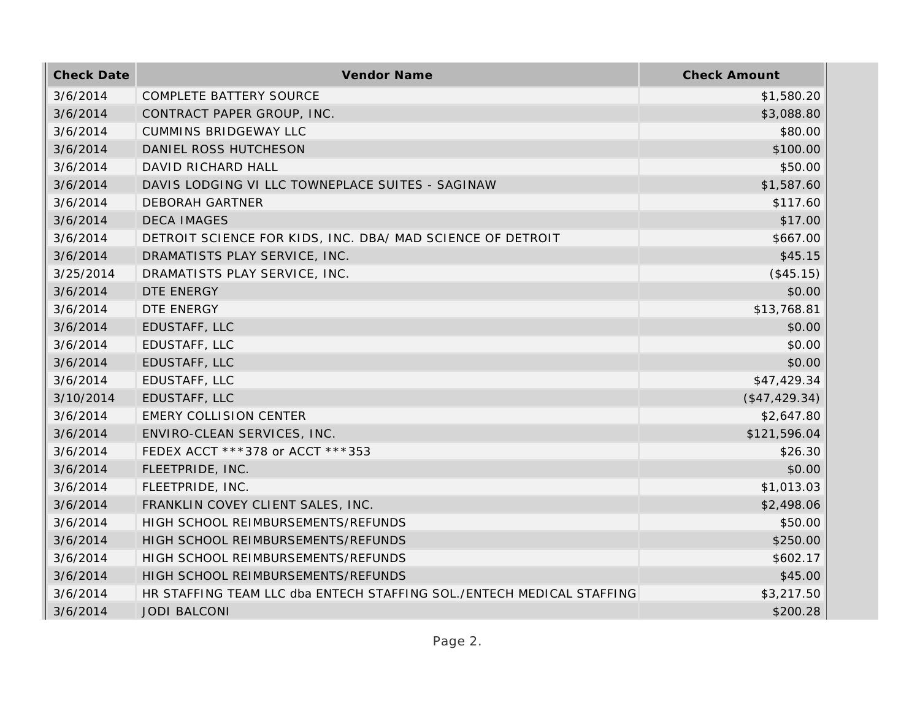| Check Date | Vendor Name | Check Amount |
| --- | --- | --- |
| 3/6/2014 | COMPLETE BATTERY SOURCE | $1,580.20 |
| 3/6/2014 | CONTRACT PAPER GROUP, INC. | $3,088.80 |
| 3/6/2014 | CUMMINS BRIDGEWAY LLC | $80.00 |
| 3/6/2014 | DANIEL ROSS HUTCHESON | $100.00 |
| 3/6/2014 | DAVID RICHARD HALL | $50.00 |
| 3/6/2014 | DAVIS LODGING VI LLC TOWNEPLACE SUITES - SAGINAW | $1,587.60 |
| 3/6/2014 | DEBORAH GARTNER | $117.60 |
| 3/6/2014 | DECA IMAGES | $17.00 |
| 3/6/2014 | DETROIT SCIENCE FOR KIDS, INC. DBA/ MAD SCIENCE OF DETROIT | $667.00 |
| 3/6/2014 | DRAMATISTS PLAY SERVICE, INC. | $45.15 |
| 3/25/2014 | DRAMATISTS PLAY SERVICE, INC. | ($45.15) |
| 3/6/2014 | DTE ENERGY | $0.00 |
| 3/6/2014 | DTE ENERGY | $13,768.81 |
| 3/6/2014 | EDUSTAFF, LLC | $0.00 |
| 3/6/2014 | EDUSTAFF, LLC | $0.00 |
| 3/6/2014 | EDUSTAFF, LLC | $0.00 |
| 3/6/2014 | EDUSTAFF, LLC | $47,429.34 |
| 3/10/2014 | EDUSTAFF, LLC | ($47,429.34) |
| 3/6/2014 | EMERY COLLISION CENTER | $2,647.80 |
| 3/6/2014 | ENVIRO-CLEAN SERVICES, INC. | $121,596.04 |
| 3/6/2014 | FEDEX ACCT ***378 or ACCT ***353 | $26.30 |
| 3/6/2014 | FLEETPRIDE, INC. | $0.00 |
| 3/6/2014 | FLEETPRIDE, INC. | $1,013.03 |
| 3/6/2014 | FRANKLIN COVEY CLIENT SALES, INC. | $2,498.06 |
| 3/6/2014 | HIGH SCHOOL REIMBURSEMENTS/REFUNDS | $50.00 |
| 3/6/2014 | HIGH SCHOOL REIMBURSEMENTS/REFUNDS | $250.00 |
| 3/6/2014 | HIGH SCHOOL REIMBURSEMENTS/REFUNDS | $602.17 |
| 3/6/2014 | HIGH SCHOOL REIMBURSEMENTS/REFUNDS | $45.00 |
| 3/6/2014 | HR STAFFING TEAM LLC dba ENTECH STAFFING SOL./ENTECH MEDICAL STAFFING | $3,217.50 |
| 3/6/2014 | JODI BALCONI | $200.28 |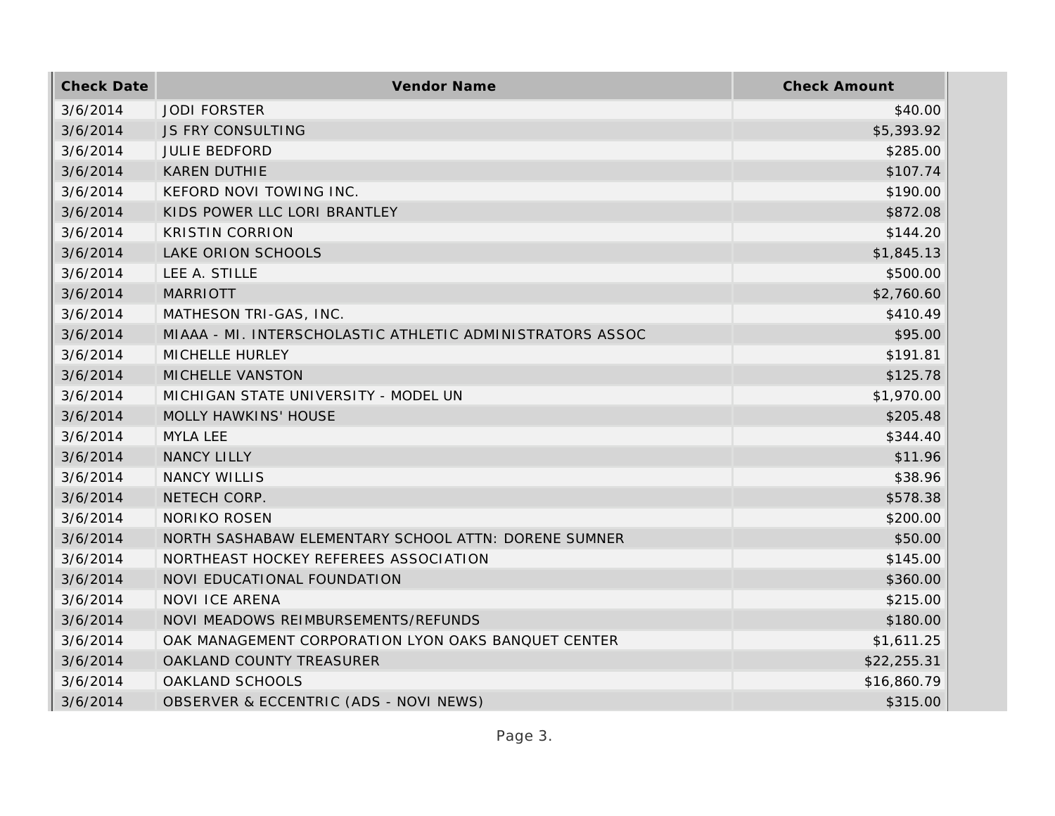| Check Date | Vendor Name | Check Amount |
|---|---|---|
| 3/6/2014 | JODI FORSTER | $40.00 |
| 3/6/2014 | JS FRY CONSULTING | $5,393.92 |
| 3/6/2014 | JULIE BEDFORD | $285.00 |
| 3/6/2014 | KAREN DUTHIE | $107.74 |
| 3/6/2014 | KEFORD NOVI TOWING INC. | $190.00 |
| 3/6/2014 | KIDS POWER LLC LORI BRANTLEY | $872.08 |
| 3/6/2014 | KRISTIN CORRION | $144.20 |
| 3/6/2014 | LAKE ORION SCHOOLS | $1,845.13 |
| 3/6/2014 | LEE A. STILLE | $500.00 |
| 3/6/2014 | MARRIOTT | $2,760.60 |
| 3/6/2014 | MATHESON TRI-GAS, INC. | $410.49 |
| 3/6/2014 | MIAAA - MI. INTERSCHOLASTIC ATHLETIC ADMINISTRATORS ASSOC | $95.00 |
| 3/6/2014 | MICHELLE HURLEY | $191.81 |
| 3/6/2014 | MICHELLE VANSTON | $125.78 |
| 3/6/2014 | MICHIGAN STATE UNIVERSITY - MODEL UN | $1,970.00 |
| 3/6/2014 | MOLLY HAWKINS' HOUSE | $205.48 |
| 3/6/2014 | MYLA LEE | $344.40 |
| 3/6/2014 | NANCY LILLY | $11.96 |
| 3/6/2014 | NANCY WILLIS | $38.96 |
| 3/6/2014 | NETECH CORP. | $578.38 |
| 3/6/2014 | NORIKO ROSEN | $200.00 |
| 3/6/2014 | NORTH SASHABAW ELEMENTARY SCHOOL ATTN: DORENE SUMNER | $50.00 |
| 3/6/2014 | NORTHEAST HOCKEY REFEREES ASSOCIATION | $145.00 |
| 3/6/2014 | NOVI EDUCATIONAL FOUNDATION | $360.00 |
| 3/6/2014 | NOVI ICE ARENA | $215.00 |
| 3/6/2014 | NOVI MEADOWS REIMBURSEMENTS/REFUNDS | $180.00 |
| 3/6/2014 | OAK MANAGEMENT CORPORATION LYON OAKS BANQUET CENTER | $1,611.25 |
| 3/6/2014 | OAKLAND COUNTY TREASURER | $22,255.31 |
| 3/6/2014 | OAKLAND SCHOOLS | $16,860.79 |
| 3/6/2014 | OBSERVER & ECCENTRIC (ADS - NOVI NEWS) | $315.00 |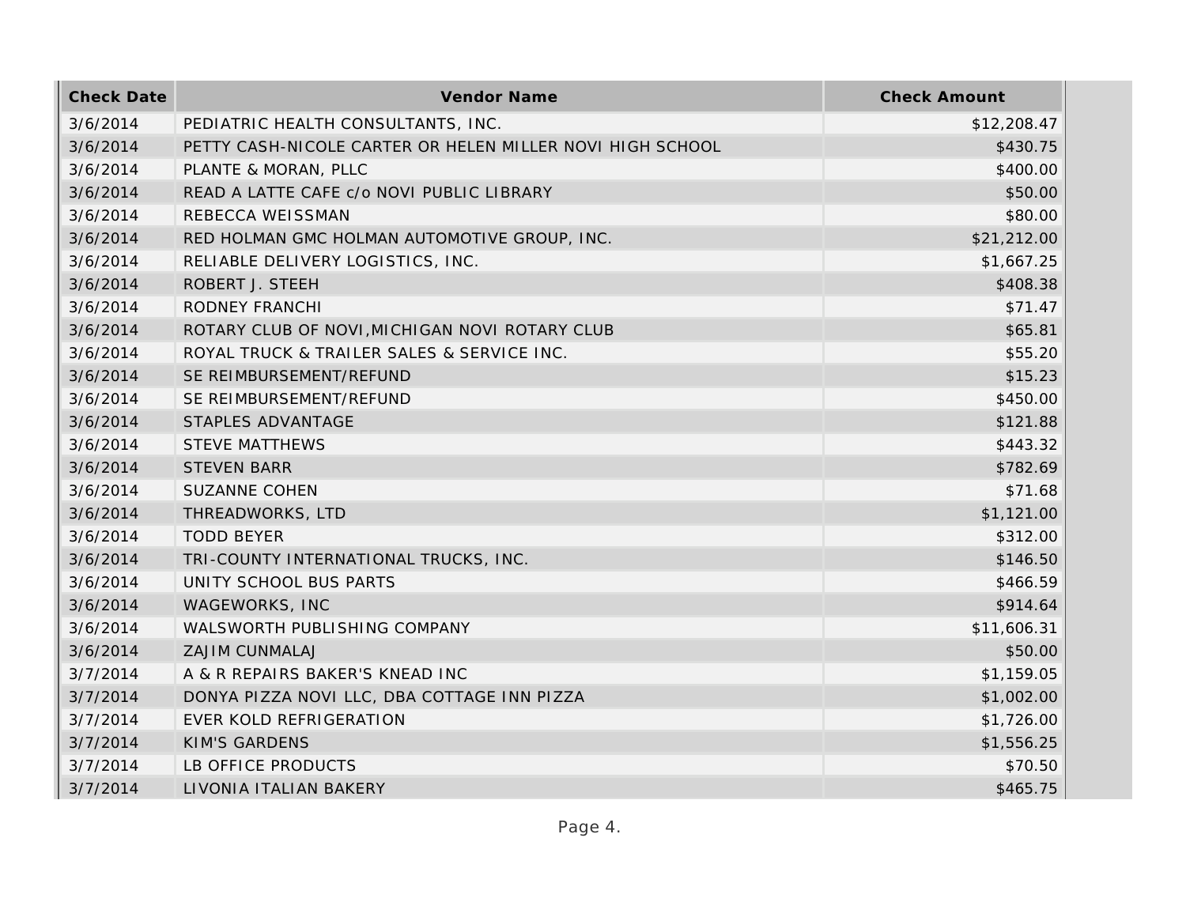| Check Date | Vendor Name | Check Amount |
| --- | --- | --- |
| 3/6/2014 | PEDIATRIC HEALTH CONSULTANTS, INC. | $12,208.47 |
| 3/6/2014 | PETTY CASH-NICOLE CARTER OR HELEN MILLER NOVI HIGH SCHOOL | $430.75 |
| 3/6/2014 | PLANTE & MORAN, PLLC | $400.00 |
| 3/6/2014 | READ A LATTE CAFE c/o NOVI PUBLIC LIBRARY | $50.00 |
| 3/6/2014 | REBECCA WEISSMAN | $80.00 |
| 3/6/2014 | RED HOLMAN GMC HOLMAN AUTOMOTIVE GROUP, INC. | $21,212.00 |
| 3/6/2014 | RELIABLE DELIVERY LOGISTICS, INC. | $1,667.25 |
| 3/6/2014 | ROBERT J. STEEH | $408.38 |
| 3/6/2014 | RODNEY FRANCHI | $71.47 |
| 3/6/2014 | ROTARY CLUB OF NOVI,MICHIGAN NOVI ROTARY CLUB | $65.81 |
| 3/6/2014 | ROYAL TRUCK & TRAILER SALES & SERVICE INC. | $55.20 |
| 3/6/2014 | SE REIMBURSEMENT/REFUND | $15.23 |
| 3/6/2014 | SE REIMBURSEMENT/REFUND | $450.00 |
| 3/6/2014 | STAPLES ADVANTAGE | $121.88 |
| 3/6/2014 | STEVE MATTHEWS | $443.32 |
| 3/6/2014 | STEVEN BARR | $782.69 |
| 3/6/2014 | SUZANNE COHEN | $71.68 |
| 3/6/2014 | THREADWORKS, LTD | $1,121.00 |
| 3/6/2014 | TODD BEYER | $312.00 |
| 3/6/2014 | TRI-COUNTY INTERNATIONAL TRUCKS, INC. | $146.50 |
| 3/6/2014 | UNITY SCHOOL BUS PARTS | $466.59 |
| 3/6/2014 | WAGEWORKS, INC | $914.64 |
| 3/6/2014 | WALSWORTH PUBLISHING COMPANY | $11,606.31 |
| 3/6/2014 | ZAJIM CUNMALAJ | $50.00 |
| 3/7/2014 | A & R REPAIRS BAKER'S KNEAD INC | $1,159.05 |
| 3/7/2014 | DONYA PIZZA NOVI LLC, DBA COTTAGE INN PIZZA | $1,002.00 |
| 3/7/2014 | EVER KOLD REFRIGERATION | $1,726.00 |
| 3/7/2014 | KIM'S GARDENS | $1,556.25 |
| 3/7/2014 | LB OFFICE PRODUCTS | $70.50 |
| 3/7/2014 | LIVONIA ITALIAN BAKERY | $465.75 |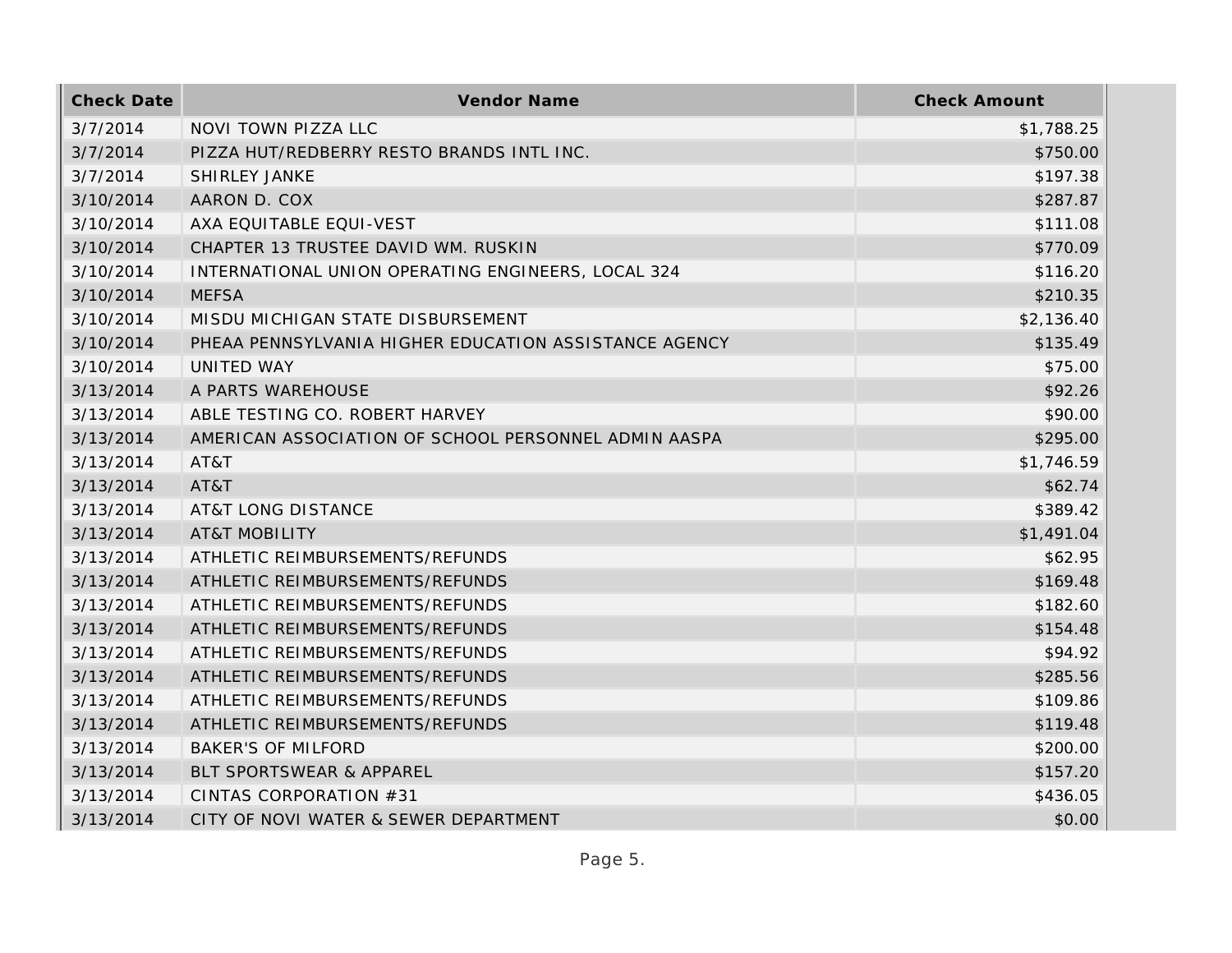| Check Date | Vendor Name | Check Amount |
| --- | --- | --- |
| 3/7/2014 | NOVI TOWN PIZZA LLC | $1,788.25 |
| 3/7/2014 | PIZZA HUT/REDBERRY RESTO BRANDS INTL INC. | $750.00 |
| 3/7/2014 | SHIRLEY JANKE | $197.38 |
| 3/10/2014 | AARON D. COX | $287.87 |
| 3/10/2014 | AXA EQUITABLE EQUI-VEST | $111.08 |
| 3/10/2014 | CHAPTER 13 TRUSTEE DAVID WM. RUSKIN | $770.09 |
| 3/10/2014 | INTERNATIONAL UNION OPERATING ENGINEERS, LOCAL 324 | $116.20 |
| 3/10/2014 | MEFSA | $210.35 |
| 3/10/2014 | MISDU MICHIGAN STATE DISBURSEMENT | $2,136.40 |
| 3/10/2014 | PHEAA PENNSYLVANIA HIGHER EDUCATION ASSISTANCE AGENCY | $135.49 |
| 3/10/2014 | UNITED WAY | $75.00 |
| 3/13/2014 | A PARTS WAREHOUSE | $92.26 |
| 3/13/2014 | ABLE TESTING CO. ROBERT HARVEY | $90.00 |
| 3/13/2014 | AMERICAN ASSOCIATION OF SCHOOL PERSONNEL ADMIN AASPA | $295.00 |
| 3/13/2014 | AT&T | $1,746.59 |
| 3/13/2014 | AT&T | $62.74 |
| 3/13/2014 | AT&T LONG DISTANCE | $389.42 |
| 3/13/2014 | AT&T MOBILITY | $1,491.04 |
| 3/13/2014 | ATHLETIC REIMBURSEMENTS/REFUNDS | $62.95 |
| 3/13/2014 | ATHLETIC REIMBURSEMENTS/REFUNDS | $169.48 |
| 3/13/2014 | ATHLETIC REIMBURSEMENTS/REFUNDS | $182.60 |
| 3/13/2014 | ATHLETIC REIMBURSEMENTS/REFUNDS | $154.48 |
| 3/13/2014 | ATHLETIC REIMBURSEMENTS/REFUNDS | $94.92 |
| 3/13/2014 | ATHLETIC REIMBURSEMENTS/REFUNDS | $285.56 |
| 3/13/2014 | ATHLETIC REIMBURSEMENTS/REFUNDS | $109.86 |
| 3/13/2014 | ATHLETIC REIMBURSEMENTS/REFUNDS | $119.48 |
| 3/13/2014 | BAKER'S OF MILFORD | $200.00 |
| 3/13/2014 | BLT SPORTSWEAR & APPAREL | $157.20 |
| 3/13/2014 | CINTAS CORPORATION #31 | $436.05 |
| 3/13/2014 | CITY OF NOVI WATER & SEWER DEPARTMENT | $0.00 |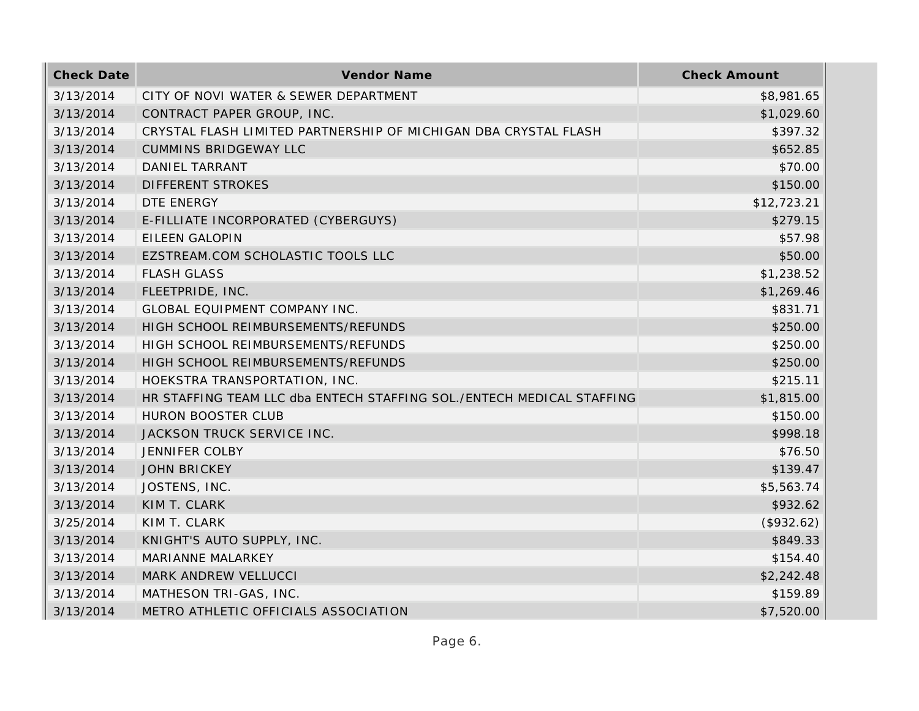| Check Date | Vendor Name | Check Amount |
| --- | --- | --- |
| 3/13/2014 | CITY OF NOVI WATER & SEWER DEPARTMENT | $8,981.65 |
| 3/13/2014 | CONTRACT PAPER GROUP, INC. | $1,029.60 |
| 3/13/2014 | CRYSTAL FLASH LIMITED PARTNERSHIP OF MICHIGAN DBA CRYSTAL FLASH | $397.32 |
| 3/13/2014 | CUMMINS BRIDGEWAY LLC | $652.85 |
| 3/13/2014 | DANIEL TARRANT | $70.00 |
| 3/13/2014 | DIFFERENT STROKES | $150.00 |
| 3/13/2014 | DTE ENERGY | $12,723.21 |
| 3/13/2014 | E-FILLIATE INCORPORATED (CYBERGUYS) | $279.15 |
| 3/13/2014 | EILEEN GALOPIN | $57.98 |
| 3/13/2014 | EZSTREAM.COM SCHOLASTIC TOOLS LLC | $50.00 |
| 3/13/2014 | FLASH GLASS | $1,238.52 |
| 3/13/2014 | FLEETPRIDE, INC. | $1,269.46 |
| 3/13/2014 | GLOBAL EQUIPMENT COMPANY INC. | $831.71 |
| 3/13/2014 | HIGH SCHOOL REIMBURSEMENTS/REFUNDS | $250.00 |
| 3/13/2014 | HIGH SCHOOL REIMBURSEMENTS/REFUNDS | $250.00 |
| 3/13/2014 | HIGH SCHOOL REIMBURSEMENTS/REFUNDS | $250.00 |
| 3/13/2014 | HOEKSTRA TRANSPORTATION, INC. | $215.11 |
| 3/13/2014 | HR STAFFING TEAM LLC dba ENTECH STAFFING SOL./ENTECH MEDICAL STAFFING | $1,815.00 |
| 3/13/2014 | HURON BOOSTER CLUB | $150.00 |
| 3/13/2014 | JACKSON TRUCK SERVICE INC. | $998.18 |
| 3/13/2014 | JENNIFER COLBY | $76.50 |
| 3/13/2014 | JOHN BRICKEY | $139.47 |
| 3/13/2014 | JOSTENS, INC. | $5,563.74 |
| 3/13/2014 | KIM T. CLARK | $932.62 |
| 3/25/2014 | KIM T. CLARK | ($932.62) |
| 3/13/2014 | KNIGHT'S AUTO SUPPLY, INC. | $849.33 |
| 3/13/2014 | MARIANNE MALARKEY | $154.40 |
| 3/13/2014 | MARK ANDREW VELLUCCI | $2,242.48 |
| 3/13/2014 | MATHESON TRI-GAS, INC. | $159.89 |
| 3/13/2014 | METRO ATHLETIC OFFICIALS ASSOCIATION | $7,520.00 |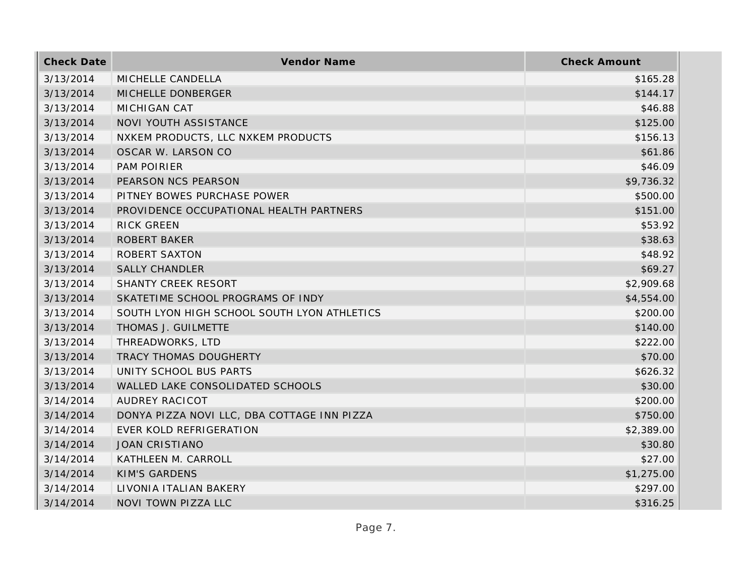| Check Date | Vendor Name | Check Amount |
| --- | --- | --- |
| 3/13/2014 | MICHELLE CANDELLA | $165.28 |
| 3/13/2014 | MICHELLE DONBERGER | $144.17 |
| 3/13/2014 | MICHIGAN CAT | $46.88 |
| 3/13/2014 | NOVI YOUTH ASSISTANCE | $125.00 |
| 3/13/2014 | NXKEM PRODUCTS, LLC NXKEM PRODUCTS | $156.13 |
| 3/13/2014 | OSCAR W. LARSON CO | $61.86 |
| 3/13/2014 | PAM POIRIER | $46.09 |
| 3/13/2014 | PEARSON NCS PEARSON | $9,736.32 |
| 3/13/2014 | PITNEY BOWES PURCHASE POWER | $500.00 |
| 3/13/2014 | PROVIDENCE OCCUPATIONAL HEALTH PARTNERS | $151.00 |
| 3/13/2014 | RICK GREEN | $53.92 |
| 3/13/2014 | ROBERT BAKER | $38.63 |
| 3/13/2014 | ROBERT SAXTON | $48.92 |
| 3/13/2014 | SALLY CHANDLER | $69.27 |
| 3/13/2014 | SHANTY CREEK RESORT | $2,909.68 |
| 3/13/2014 | SKATETIME SCHOOL PROGRAMS OF INDY | $4,554.00 |
| 3/13/2014 | SOUTH LYON HIGH SCHOOL SOUTH LYON ATHLETICS | $200.00 |
| 3/13/2014 | THOMAS J. GUILMETTE | $140.00 |
| 3/13/2014 | THREADWORKS, LTD | $222.00 |
| 3/13/2014 | TRACY THOMAS DOUGHERTY | $70.00 |
| 3/13/2014 | UNITY SCHOOL BUS PARTS | $626.32 |
| 3/13/2014 | WALLED LAKE CONSOLIDATED SCHOOLS | $30.00 |
| 3/14/2014 | AUDREY RACICOT | $200.00 |
| 3/14/2014 | DONYA PIZZA NOVI LLC, DBA COTTAGE INN PIZZA | $750.00 |
| 3/14/2014 | EVER KOLD REFRIGERATION | $2,389.00 |
| 3/14/2014 | JOAN CRISTIANO | $30.80 |
| 3/14/2014 | KATHLEEN M. CARROLL | $27.00 |
| 3/14/2014 | KIM'S GARDENS | $1,275.00 |
| 3/14/2014 | LIVONIA ITALIAN BAKERY | $297.00 |
| 3/14/2014 | NOVI TOWN PIZZA LLC | $316.25 |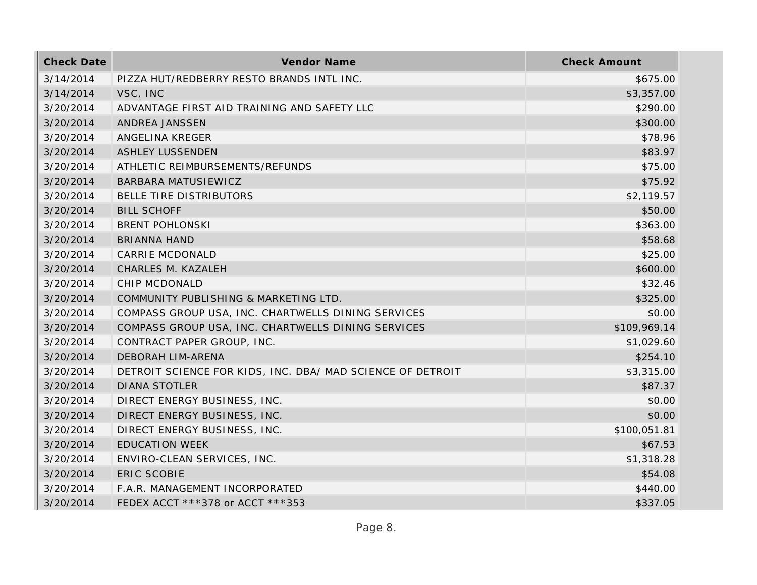| Check Date | Vendor Name | Check Amount |
|---|---|---|
| 3/14/2014 | PIZZA HUT/REDBERRY RESTO BRANDS INTL INC. | $675.00 |
| 3/14/2014 | VSC, INC | $3,357.00 |
| 3/20/2014 | ADVANTAGE FIRST AID TRAINING AND SAFETY LLC | $290.00 |
| 3/20/2014 | ANDREA JANSSEN | $300.00 |
| 3/20/2014 | ANGELINA KREGER | $78.96 |
| 3/20/2014 | ASHLEY LUSSENDEN | $83.97 |
| 3/20/2014 | ATHLETIC REIMBURSEMENTS/REFUNDS | $75.00 |
| 3/20/2014 | BARBARA MATUSIEWICZ | $75.92 |
| 3/20/2014 | BELLE TIRE DISTRIBUTORS | $2,119.57 |
| 3/20/2014 | BILL SCHOFF | $50.00 |
| 3/20/2014 | BRENT POHLONSKI | $363.00 |
| 3/20/2014 | BRIANNA HAND | $58.68 |
| 3/20/2014 | CARRIE MCDONALD | $25.00 |
| 3/20/2014 | CHARLES M. KAZALEH | $600.00 |
| 3/20/2014 | CHIP MCDONALD | $32.46 |
| 3/20/2014 | COMMUNITY PUBLISHING & MARKETING LTD. | $325.00 |
| 3/20/2014 | COMPASS GROUP USA, INC. CHARTWELLS DINING SERVICES | $0.00 |
| 3/20/2014 | COMPASS GROUP USA, INC. CHARTWELLS DINING SERVICES | $109,969.14 |
| 3/20/2014 | CONTRACT PAPER GROUP, INC. | $1,029.60 |
| 3/20/2014 | DEBORAH LIM-ARENA | $254.10 |
| 3/20/2014 | DETROIT SCIENCE FOR KIDS, INC. DBA/ MAD SCIENCE OF DETROIT | $3,315.00 |
| 3/20/2014 | DIANA STOTLER | $87.37 |
| 3/20/2014 | DIRECT ENERGY BUSINESS, INC. | $0.00 |
| 3/20/2014 | DIRECT ENERGY BUSINESS, INC. | $0.00 |
| 3/20/2014 | DIRECT ENERGY BUSINESS, INC. | $100,051.81 |
| 3/20/2014 | EDUCATION WEEK | $67.53 |
| 3/20/2014 | ENVIRO-CLEAN SERVICES, INC. | $1,318.28 |
| 3/20/2014 | ERIC SCOBIE | $54.08 |
| 3/20/2014 | F.A.R. MANAGEMENT INCORPORATED | $440.00 |
| 3/20/2014 | FEDEX ACCT ***378 or ACCT ***353 | $337.05 |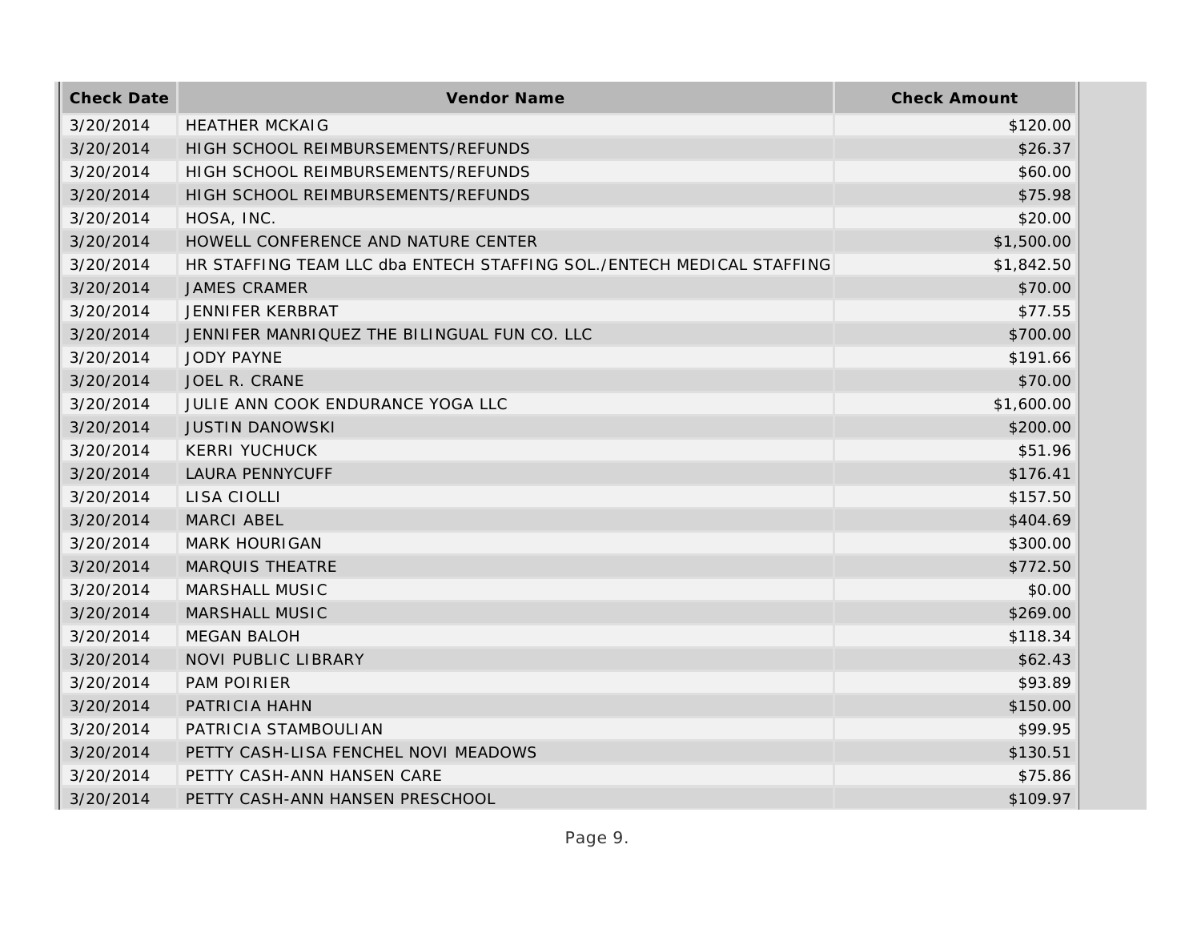| Check Date | Vendor Name | Check Amount |
| --- | --- | --- |
| 3/20/2014 | HEATHER MCKAIG | $120.00 |
| 3/20/2014 | HIGH SCHOOL REIMBURSEMENTS/REFUNDS | $26.37 |
| 3/20/2014 | HIGH SCHOOL REIMBURSEMENTS/REFUNDS | $60.00 |
| 3/20/2014 | HIGH SCHOOL REIMBURSEMENTS/REFUNDS | $75.98 |
| 3/20/2014 | HOSA, INC. | $20.00 |
| 3/20/2014 | HOWELL CONFERENCE AND NATURE CENTER | $1,500.00 |
| 3/20/2014 | HR STAFFING TEAM LLC dba ENTECH STAFFING SOL./ENTECH MEDICAL STAFFING | $1,842.50 |
| 3/20/2014 | JAMES CRAMER | $70.00 |
| 3/20/2014 | JENNIFER KERBRAT | $77.55 |
| 3/20/2014 | JENNIFER MANRIQUEZ THE BILINGUAL FUN CO. LLC | $700.00 |
| 3/20/2014 | JODY PAYNE | $191.66 |
| 3/20/2014 | JOEL R. CRANE | $70.00 |
| 3/20/2014 | JULIE ANN COOK ENDURANCE YOGA LLC | $1,600.00 |
| 3/20/2014 | JUSTIN DANOWSKI | $200.00 |
| 3/20/2014 | KERRI YUCHUCK | $51.96 |
| 3/20/2014 | LAURA PENNYCUFF | $176.41 |
| 3/20/2014 | LISA CIOLLI | $157.50 |
| 3/20/2014 | MARCI ABEL | $404.69 |
| 3/20/2014 | MARK HOURIGAN | $300.00 |
| 3/20/2014 | MARQUIS THEATRE | $772.50 |
| 3/20/2014 | MARSHALL MUSIC | $0.00 |
| 3/20/2014 | MARSHALL MUSIC | $269.00 |
| 3/20/2014 | MEGAN BALOH | $118.34 |
| 3/20/2014 | NOVI PUBLIC LIBRARY | $62.43 |
| 3/20/2014 | PAM POIRIER | $93.89 |
| 3/20/2014 | PATRICIA HAHN | $150.00 |
| 3/20/2014 | PATRICIA STAMBOULIAN | $99.95 |
| 3/20/2014 | PETTY CASH-LISA FENCHEL NOVI MEADOWS | $130.51 |
| 3/20/2014 | PETTY CASH-ANN HANSEN CARE | $75.86 |
| 3/20/2014 | PETTY CASH-ANN HANSEN PRESCHOOL | $109.97 |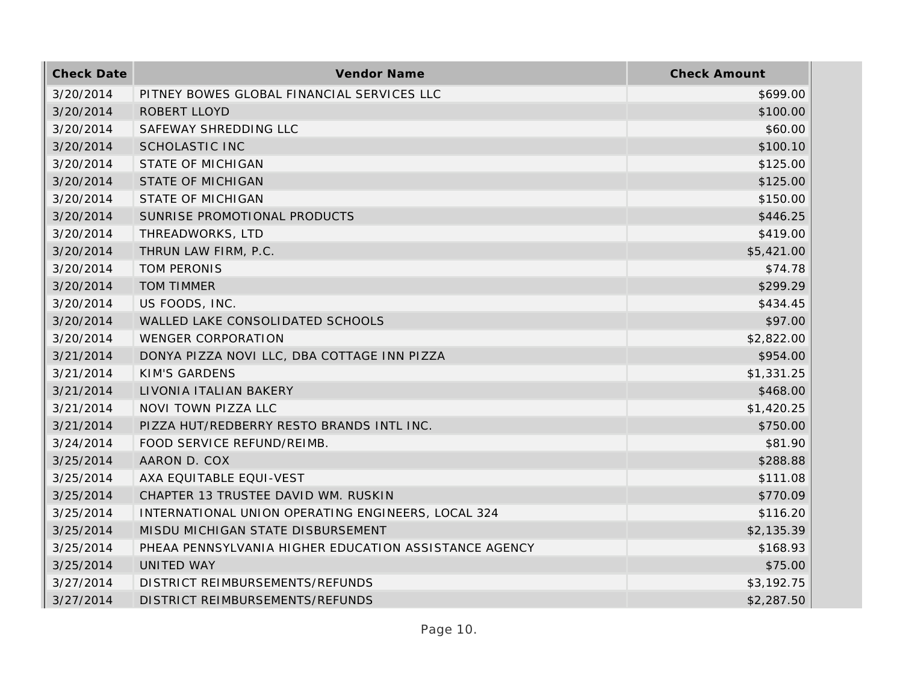| Check Date | Vendor Name | Check Amount |
| --- | --- | --- |
| 3/20/2014 | PITNEY BOWES GLOBAL FINANCIAL SERVICES LLC | $699.00 |
| 3/20/2014 | ROBERT LLOYD | $100.00 |
| 3/20/2014 | SAFEWAY SHREDDING LLC | $60.00 |
| 3/20/2014 | SCHOLASTIC INC | $100.10 |
| 3/20/2014 | STATE OF MICHIGAN | $125.00 |
| 3/20/2014 | STATE OF MICHIGAN | $125.00 |
| 3/20/2014 | STATE OF MICHIGAN | $150.00 |
| 3/20/2014 | SUNRISE PROMOTIONAL PRODUCTS | $446.25 |
| 3/20/2014 | THREADWORKS, LTD | $419.00 |
| 3/20/2014 | THRUN LAW FIRM, P.C. | $5,421.00 |
| 3/20/2014 | TOM PERONIS | $74.78 |
| 3/20/2014 | TOM TIMMER | $299.29 |
| 3/20/2014 | US FOODS, INC. | $434.45 |
| 3/20/2014 | WALLED LAKE CONSOLIDATED SCHOOLS | $97.00 |
| 3/20/2014 | WENGER CORPORATION | $2,822.00 |
| 3/21/2014 | DONYA PIZZA NOVI LLC, DBA COTTAGE INN PIZZA | $954.00 |
| 3/21/2014 | KIM'S GARDENS | $1,331.25 |
| 3/21/2014 | LIVONIA ITALIAN BAKERY | $468.00 |
| 3/21/2014 | NOVI TOWN PIZZA LLC | $1,420.25 |
| 3/21/2014 | PIZZA HUT/REDBERRY RESTO BRANDS INTL INC. | $750.00 |
| 3/24/2014 | FOOD SERVICE REFUND/REIMB. | $81.90 |
| 3/25/2014 | AARON D. COX | $288.88 |
| 3/25/2014 | AXA EQUITABLE EQUI-VEST | $111.08 |
| 3/25/2014 | CHAPTER 13 TRUSTEE DAVID WM. RUSKIN | $770.09 |
| 3/25/2014 | INTERNATIONAL UNION OPERATING ENGINEERS, LOCAL 324 | $116.20 |
| 3/25/2014 | MISDU MICHIGAN STATE DISBURSEMENT | $2,135.39 |
| 3/25/2014 | PHEAA PENNSYLVANIA HIGHER EDUCATION ASSISTANCE AGENCY | $168.93 |
| 3/25/2014 | UNITED WAY | $75.00 |
| 3/27/2014 | DISTRICT REIMBURSEMENTS/REFUNDS | $3,192.75 |
| 3/27/2014 | DISTRICT REIMBURSEMENTS/REFUNDS | $2,287.50 |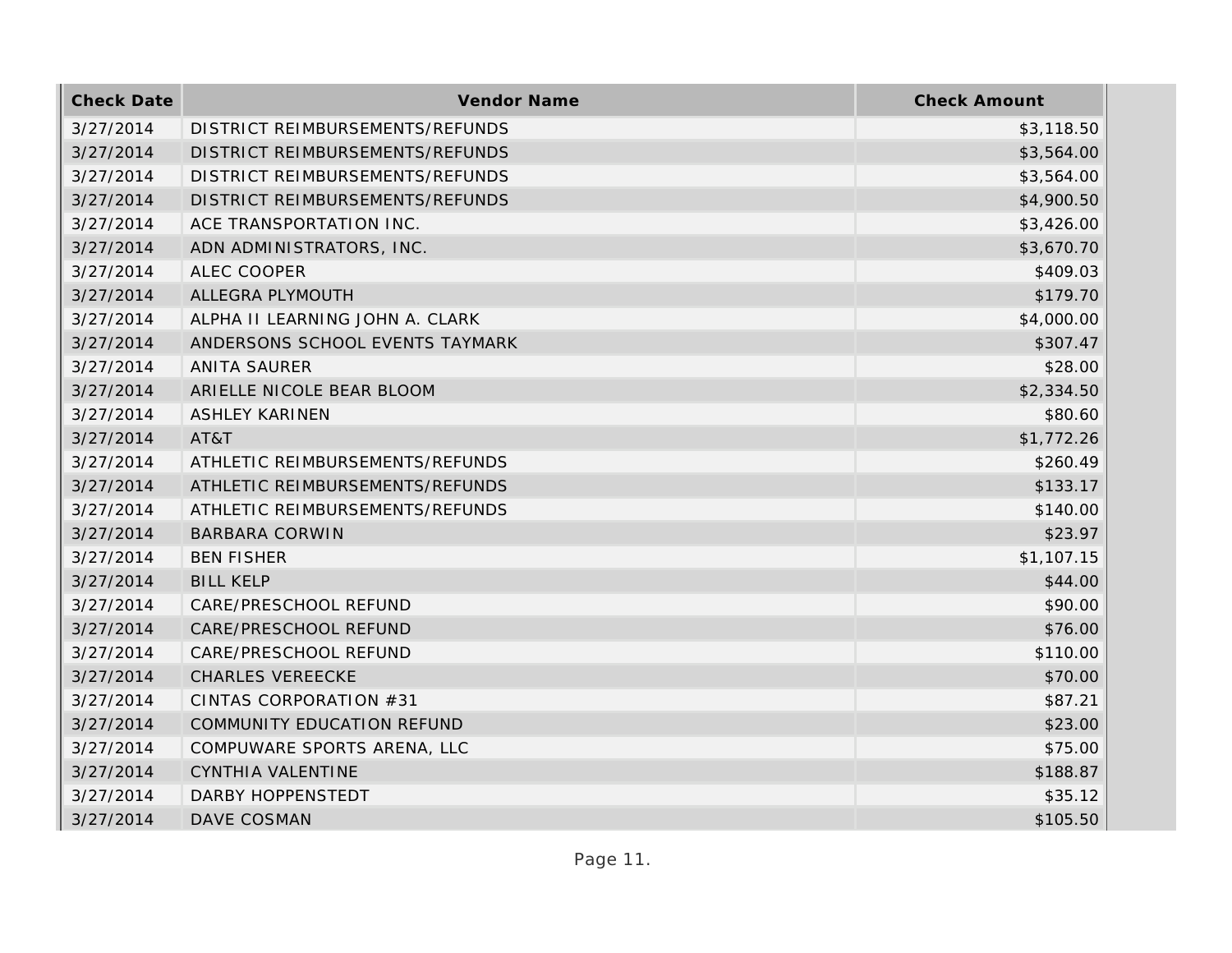| Check Date | Vendor Name | Check Amount |
| --- | --- | --- |
| 3/27/2014 | DISTRICT REIMBURSEMENTS/REFUNDS | $3,118.50 |
| 3/27/2014 | DISTRICT REIMBURSEMENTS/REFUNDS | $3,564.00 |
| 3/27/2014 | DISTRICT REIMBURSEMENTS/REFUNDS | $3,564.00 |
| 3/27/2014 | DISTRICT REIMBURSEMENTS/REFUNDS | $4,900.50 |
| 3/27/2014 | ACE TRANSPORTATION INC. | $3,426.00 |
| 3/27/2014 | ADN ADMINISTRATORS, INC. | $3,670.70 |
| 3/27/2014 | ALEC COOPER | $409.03 |
| 3/27/2014 | ALLEGRA PLYMOUTH | $179.70 |
| 3/27/2014 | ALPHA II LEARNING JOHN A. CLARK | $4,000.00 |
| 3/27/2014 | ANDERSONS SCHOOL EVENTS TAYMARK | $307.47 |
| 3/27/2014 | ANITA SAURER | $28.00 |
| 3/27/2014 | ARIELLE NICOLE BEAR BLOOM | $2,334.50 |
| 3/27/2014 | ASHLEY KARINEN | $80.60 |
| 3/27/2014 | AT&T | $1,772.26 |
| 3/27/2014 | ATHLETIC REIMBURSEMENTS/REFUNDS | $260.49 |
| 3/27/2014 | ATHLETIC REIMBURSEMENTS/REFUNDS | $133.17 |
| 3/27/2014 | ATHLETIC REIMBURSEMENTS/REFUNDS | $140.00 |
| 3/27/2014 | BARBARA CORWIN | $23.97 |
| 3/27/2014 | BEN FISHER | $1,107.15 |
| 3/27/2014 | BILL KELP | $44.00 |
| 3/27/2014 | CARE/PRESCHOOL REFUND | $90.00 |
| 3/27/2014 | CARE/PRESCHOOL REFUND | $76.00 |
| 3/27/2014 | CARE/PRESCHOOL REFUND | $110.00 |
| 3/27/2014 | CHARLES VEREECKE | $70.00 |
| 3/27/2014 | CINTAS CORPORATION #31 | $87.21 |
| 3/27/2014 | COMMUNITY EDUCATION REFUND | $23.00 |
| 3/27/2014 | COMPUWARE SPORTS ARENA, LLC | $75.00 |
| 3/27/2014 | CYNTHIA VALENTINE | $188.87 |
| 3/27/2014 | DARBY HOPPENSTEDT | $35.12 |
| 3/27/2014 | DAVE COSMAN | $105.50 |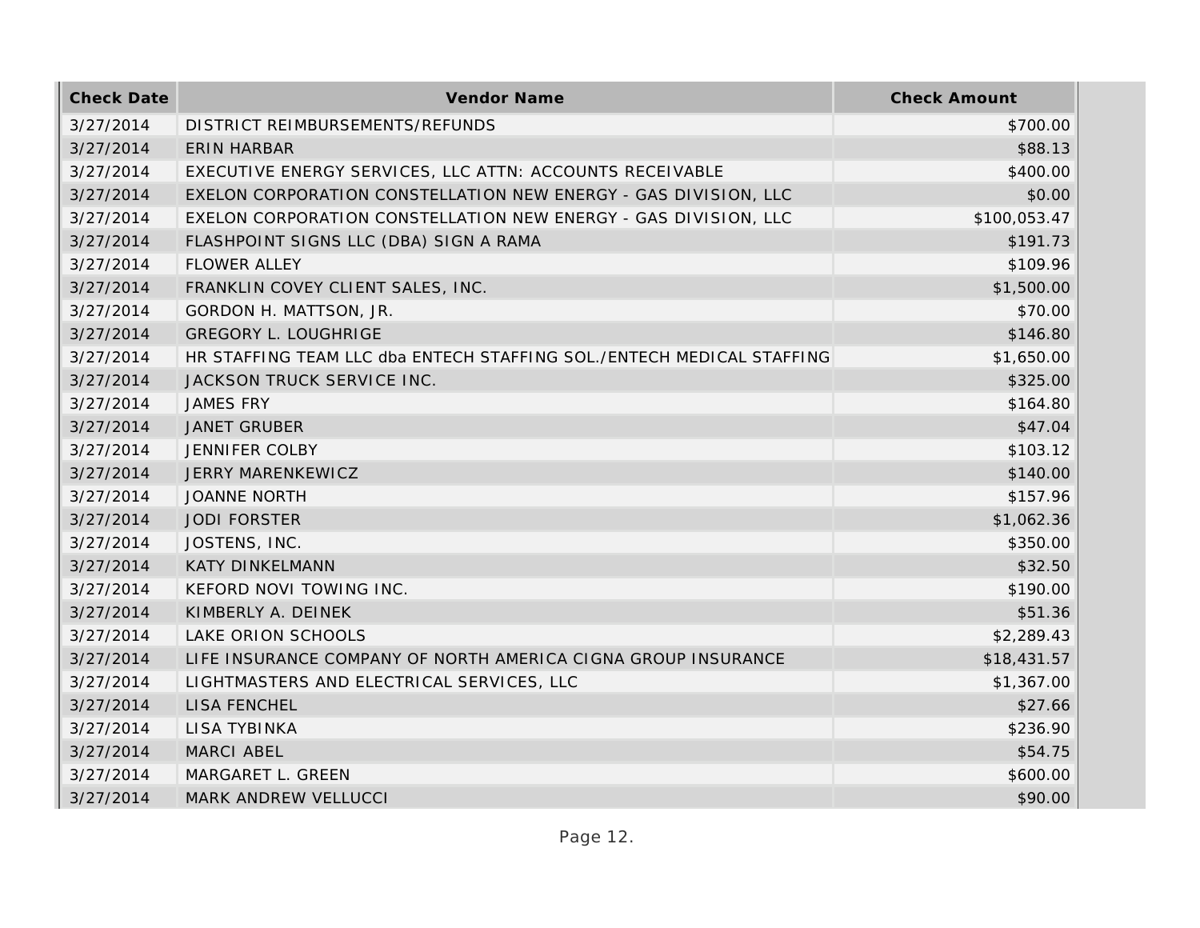| Check Date | Vendor Name | Check Amount |
| --- | --- | --- |
| 3/27/2014 | DISTRICT REIMBURSEMENTS/REFUNDS | $700.00 |
| 3/27/2014 | ERIN HARBAR | $88.13 |
| 3/27/2014 | EXECUTIVE ENERGY SERVICES, LLC ATTN: ACCOUNTS RECEIVABLE | $400.00 |
| 3/27/2014 | EXELON CORPORATION CONSTELLATION NEW ENERGY - GAS DIVISION, LLC | $0.00 |
| 3/27/2014 | EXELON CORPORATION CONSTELLATION NEW ENERGY - GAS DIVISION, LLC | $100,053.47 |
| 3/27/2014 | FLASHPOINT SIGNS LLC (DBA) SIGN A RAMA | $191.73 |
| 3/27/2014 | FLOWER ALLEY | $109.96 |
| 3/27/2014 | FRANKLIN COVEY CLIENT SALES, INC. | $1,500.00 |
| 3/27/2014 | GORDON H. MATTSON, JR. | $70.00 |
| 3/27/2014 | GREGORY L. LOUGHRIGE | $146.80 |
| 3/27/2014 | HR STAFFING TEAM LLC dba ENTECH STAFFING SOL./ENTECH MEDICAL STAFFING | $1,650.00 |
| 3/27/2014 | JACKSON TRUCK SERVICE INC. | $325.00 |
| 3/27/2014 | JAMES FRY | $164.80 |
| 3/27/2014 | JANET GRUBER | $47.04 |
| 3/27/2014 | JENNIFER COLBY | $103.12 |
| 3/27/2014 | JERRY MARENKEWICZ | $140.00 |
| 3/27/2014 | JOANNE NORTH | $157.96 |
| 3/27/2014 | JODI FORSTER | $1,062.36 |
| 3/27/2014 | JOSTENS, INC. | $350.00 |
| 3/27/2014 | KATY DINKELMANN | $32.50 |
| 3/27/2014 | KEFORD NOVI TOWING INC. | $190.00 |
| 3/27/2014 | KIMBERLY A. DEINEK | $51.36 |
| 3/27/2014 | LAKE ORION SCHOOLS | $2,289.43 |
| 3/27/2014 | LIFE INSURANCE COMPANY OF NORTH AMERICA CIGNA GROUP INSURANCE | $18,431.57 |
| 3/27/2014 | LIGHTMASTERS AND ELECTRICAL SERVICES, LLC | $1,367.00 |
| 3/27/2014 | LISA FENCHEL | $27.66 |
| 3/27/2014 | LISA TYBINKA | $236.90 |
| 3/27/2014 | MARCI ABEL | $54.75 |
| 3/27/2014 | MARGARET L. GREEN | $600.00 |
| 3/27/2014 | MARK ANDREW VELLUCCI | $90.00 |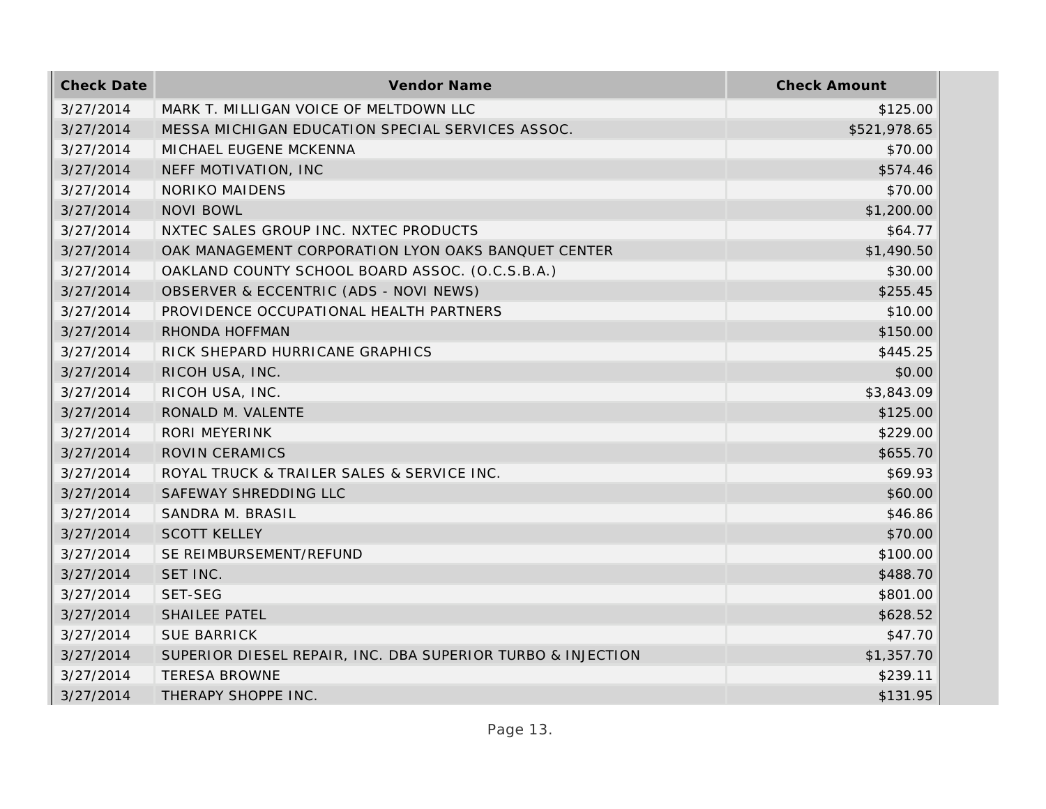| Check Date | Vendor Name | Check Amount |
| --- | --- | --- |
| 3/27/2014 | MARK T. MILLIGAN VOICE OF MELTDOWN LLC | $125.00 |
| 3/27/2014 | MESSA MICHIGAN EDUCATION SPECIAL SERVICES ASSOC. | $521,978.65 |
| 3/27/2014 | MICHAEL EUGENE MCKENNA | $70.00 |
| 3/27/2014 | NEFF MOTIVATION, INC | $574.46 |
| 3/27/2014 | NORIKO MAIDENS | $70.00 |
| 3/27/2014 | NOVI BOWL | $1,200.00 |
| 3/27/2014 | NXTEC SALES GROUP INC. NXTEC PRODUCTS | $64.77 |
| 3/27/2014 | OAK MANAGEMENT CORPORATION LYON OAKS BANQUET CENTER | $1,490.50 |
| 3/27/2014 | OAKLAND COUNTY SCHOOL BOARD ASSOC. (O.C.S.B.A.) | $30.00 |
| 3/27/2014 | OBSERVER & ECCENTRIC (ADS - NOVI NEWS) | $255.45 |
| 3/27/2014 | PROVIDENCE OCCUPATIONAL HEALTH PARTNERS | $10.00 |
| 3/27/2014 | RHONDA HOFFMAN | $150.00 |
| 3/27/2014 | RICK SHEPARD HURRICANE GRAPHICS | $445.25 |
| 3/27/2014 | RICOH USA, INC. | $0.00 |
| 3/27/2014 | RICOH USA, INC. | $3,843.09 |
| 3/27/2014 | RONALD M. VALENTE | $125.00 |
| 3/27/2014 | RORI MEYERINK | $229.00 |
| 3/27/2014 | ROVIN CERAMICS | $655.70 |
| 3/27/2014 | ROYAL TRUCK & TRAILER SALES & SERVICE INC. | $69.93 |
| 3/27/2014 | SAFEWAY SHREDDING LLC | $60.00 |
| 3/27/2014 | SANDRA M. BRASIL | $46.86 |
| 3/27/2014 | SCOTT KELLEY | $70.00 |
| 3/27/2014 | SE REIMBURSEMENT/REFUND | $100.00 |
| 3/27/2014 | SET INC. | $488.70 |
| 3/27/2014 | SET-SEG | $801.00 |
| 3/27/2014 | SHAILEE PATEL | $628.52 |
| 3/27/2014 | SUE BARRICK | $47.70 |
| 3/27/2014 | SUPERIOR DIESEL REPAIR, INC. DBA SUPERIOR TURBO & INJECTION | $1,357.70 |
| 3/27/2014 | TERESA BROWNE | $239.11 |
| 3/27/2014 | THERAPY SHOPPE INC. | $131.95 |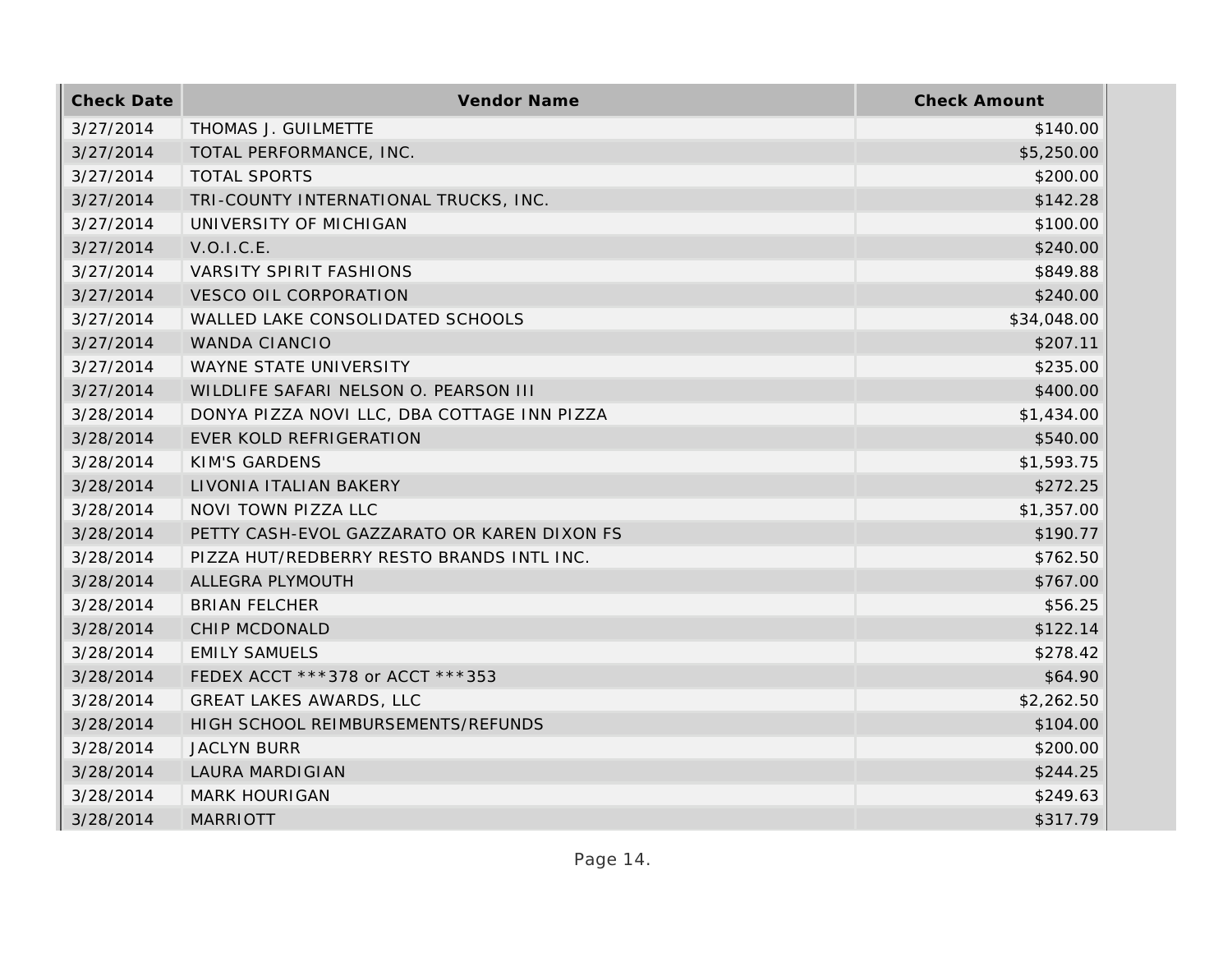| Check Date | Vendor Name | Check Amount |
|---|---|---|
| 3/27/2014 | THOMAS J. GUILMETTE | $140.00 |
| 3/27/2014 | TOTAL PERFORMANCE, INC. | $5,250.00 |
| 3/27/2014 | TOTAL SPORTS | $200.00 |
| 3/27/2014 | TRI-COUNTY INTERNATIONAL TRUCKS, INC. | $142.28 |
| 3/27/2014 | UNIVERSITY OF MICHIGAN | $100.00 |
| 3/27/2014 | V.O.I.C.E. | $240.00 |
| 3/27/2014 | VARSITY SPIRIT FASHIONS | $849.88 |
| 3/27/2014 | VESCO OIL CORPORATION | $240.00 |
| 3/27/2014 | WALLED LAKE CONSOLIDATED SCHOOLS | $34,048.00 |
| 3/27/2014 | WANDA CIANCIO | $207.11 |
| 3/27/2014 | WAYNE STATE UNIVERSITY | $235.00 |
| 3/27/2014 | WILDLIFE SAFARI NELSON O. PEARSON III | $400.00 |
| 3/28/2014 | DONYA PIZZA NOVI LLC, DBA COTTAGE INN PIZZA | $1,434.00 |
| 3/28/2014 | EVER KOLD REFRIGERATION | $540.00 |
| 3/28/2014 | KIM'S GARDENS | $1,593.75 |
| 3/28/2014 | LIVONIA ITALIAN BAKERY | $272.25 |
| 3/28/2014 | NOVI TOWN PIZZA LLC | $1,357.00 |
| 3/28/2014 | PETTY CASH-EVOL GAZZARATO OR KAREN DIXON FS | $190.77 |
| 3/28/2014 | PIZZA HUT/REDBERRY RESTO BRANDS INTL INC. | $762.50 |
| 3/28/2014 | ALLEGRA PLYMOUTH | $767.00 |
| 3/28/2014 | BRIAN FELCHER | $56.25 |
| 3/28/2014 | CHIP MCDONALD | $122.14 |
| 3/28/2014 | EMILY SAMUELS | $278.42 |
| 3/28/2014 | FEDEX ACCT ***378 or ACCT ***353 | $64.90 |
| 3/28/2014 | GREAT LAKES AWARDS, LLC | $2,262.50 |
| 3/28/2014 | HIGH SCHOOL REIMBURSEMENTS/REFUNDS | $104.00 |
| 3/28/2014 | JACLYN BURR | $200.00 |
| 3/28/2014 | LAURA MARDIGIAN | $244.25 |
| 3/28/2014 | MARK HOURIGAN | $249.63 |
| 3/28/2014 | MARRIOTT | $317.79 |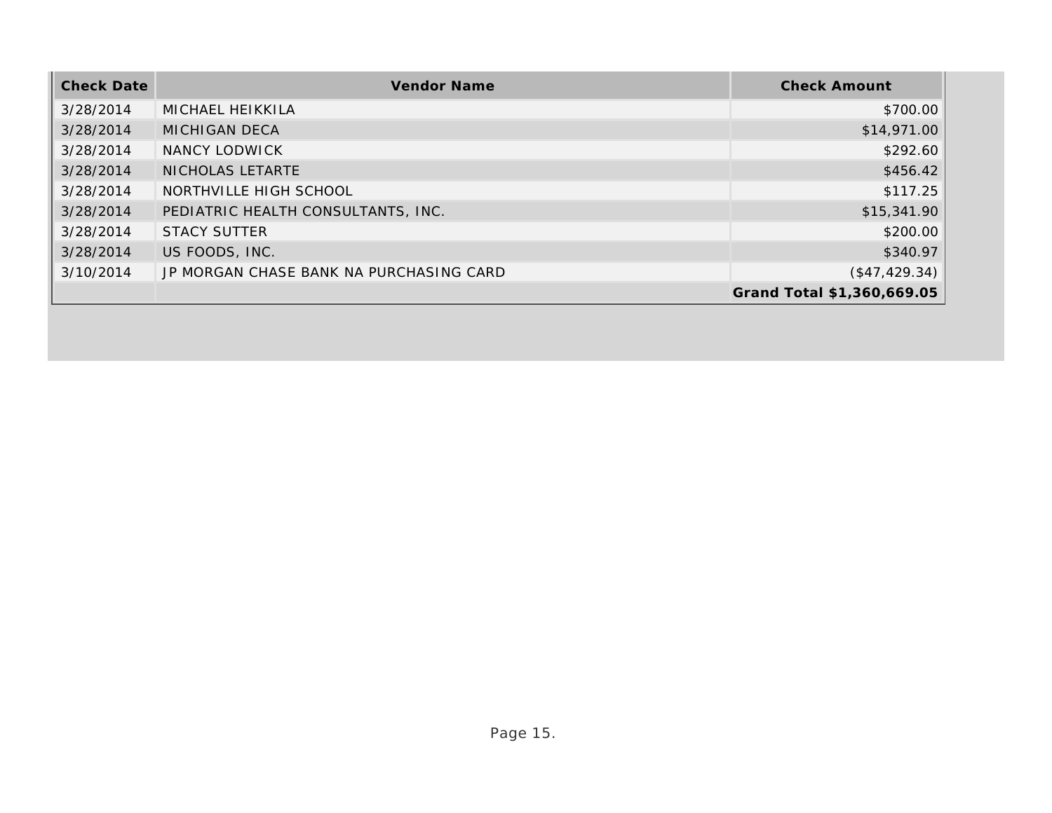| Check Date | Vendor Name | Check Amount |
|---|---|---|
| 3/28/2014 | MICHAEL HEIKKILA | $700.00 |
| 3/28/2014 | MICHIGAN DECA | $14,971.00 |
| 3/28/2014 | NANCY LODWICK | $292.60 |
| 3/28/2014 | NICHOLAS LETARTE | $456.42 |
| 3/28/2014 | NORTHVILLE HIGH SCHOOL | $117.25 |
| 3/28/2014 | PEDIATRIC HEALTH CONSULTANTS, INC. | $15,341.90 |
| 3/28/2014 | STACY SUTTER | $200.00 |
| 3/28/2014 | US FOODS, INC. | $340.97 |
| 3/10/2014 | JP MORGAN CHASE BANK NA PURCHASING CARD | ($47,429.34) |
| | | **Grand Total $1,360,669.05** |